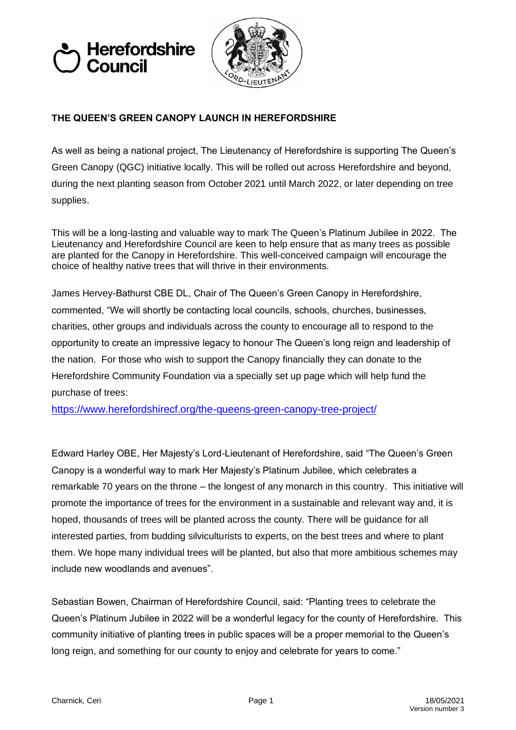# THE QUEEN'S GREEN CANOPY LAUNCH IN HEREFORDSHIRE

As well as being a national project, The Lieutenancy of Herefordshire is supporting The Queen's Green Canopy (QGC) initiative locally. This will be rolled out across Herefordshire and beyond, during the next planting season from October 2021 until March 2022, or later depending on tree supplies.

This will be a long-lasting and valuable way to mark The Queen's Platinum Jubilee in 2022. The Lieutenancy and Herefordshire Council are keen to help ensure that as many trees as possible are planted for the Canopy in Herefordshire. This well-conceived campaign will encourage the choice of healthy native trees that will thrive in their environments.

James Hervey-Bathurst CBE DL, Chair of The Queen's Green Canopy in Herefordshire, commented, "We will shortly be contacting local councils, schools, churches, businesses, charities, other groups and individuals across the county to encourage all to respond to the opportunity to create an impressive legacy to honour The Queen's long reign and leadership of the nation. For those who wish to support the Canopy financially they can donate to the Herefordshire Community Foundation via a specially set up page which will help fund the purchase of trees:

https://www.herefordshirecf.org/the-queens-green-canopy-tree-project/

Edward Harley OBE, Her Majesty's Lord-Lieutenant of Herefordshire, said "The Queen's Green Canopy is a wonderful way to mark Her Majesty's Platinum Jubilee, which celebrates a remarkable 70 years on the throne – the longest of any monarch in this country. This initiative will promote the importance of trees for the environment in a sustainable and relevant way and, it is hoped, thousands of trees will be planted across the county. There will be guidance for all interested parties, from budding silviculturists to experts, on the best trees and where to plant them. We hope many individual trees will be planted, but also that more ambitious schemes may include new woodlands and avenues".

Sebastian Bowen, Chairman of Herefordshire Council, said: "Planting trees to celebrate the Queen's Platinum Jubilee in 2022 will be a wonderful legacy for the county of Herefordshire. This community initiative of planting trees in public spaces will be a proper memorial to the Queen's long reign, and something for our county to enjoy and celebrate for years to come."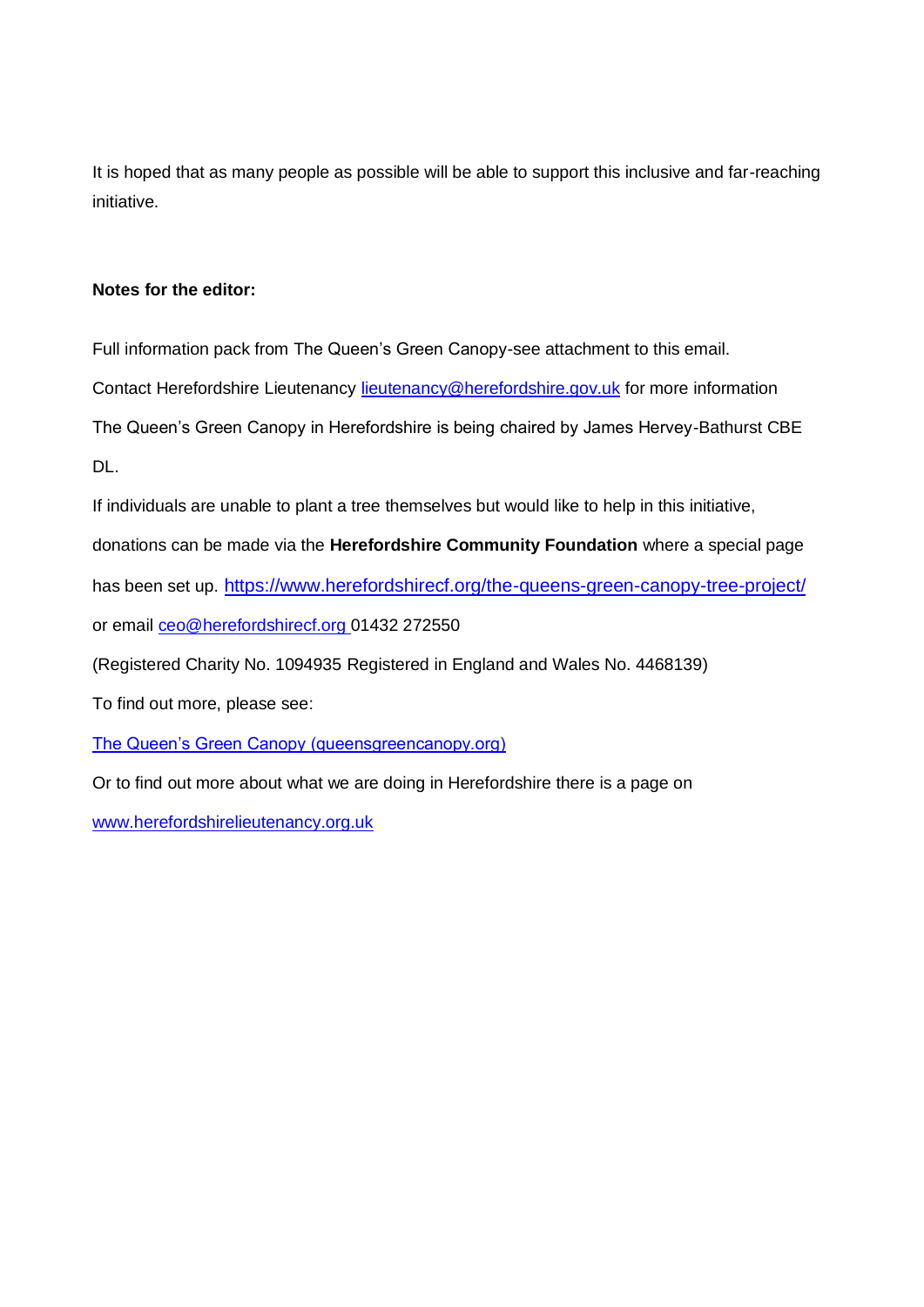It is hoped that as many people as possible will be able to support this inclusive and far-reaching initiative.

**Notes for the editor:**

Full information pack from The Queen's Green Canopy-see attachment to this email.

Contact Herefordshire Lieutenancy lieutenancy@herefordshire.gov.uk for more information

The Queen's Green Canopy in Herefordshire is being chaired by James Hervey-Bathurst CBE DL.

If individuals are unable to plant a tree themselves but would like to help in this initiative, donations can be made via the **Herefordshire Community Foundation** where a special page has been set up. https://www.herefordshirecf.org/the-queens-green-canopy-tree-project/

or email ceo@herefordshirecf.org 01432 272550

(Registered Charity No. 1094935 Registered in England and Wales No. 4468139)

To find out more, please see:

The Queen's Green Canopy (queensgreencanopy.org)

Or to find out more about what we are doing in Herefordshire there is a page on

www.herefordshirelieutenancy.org.uk